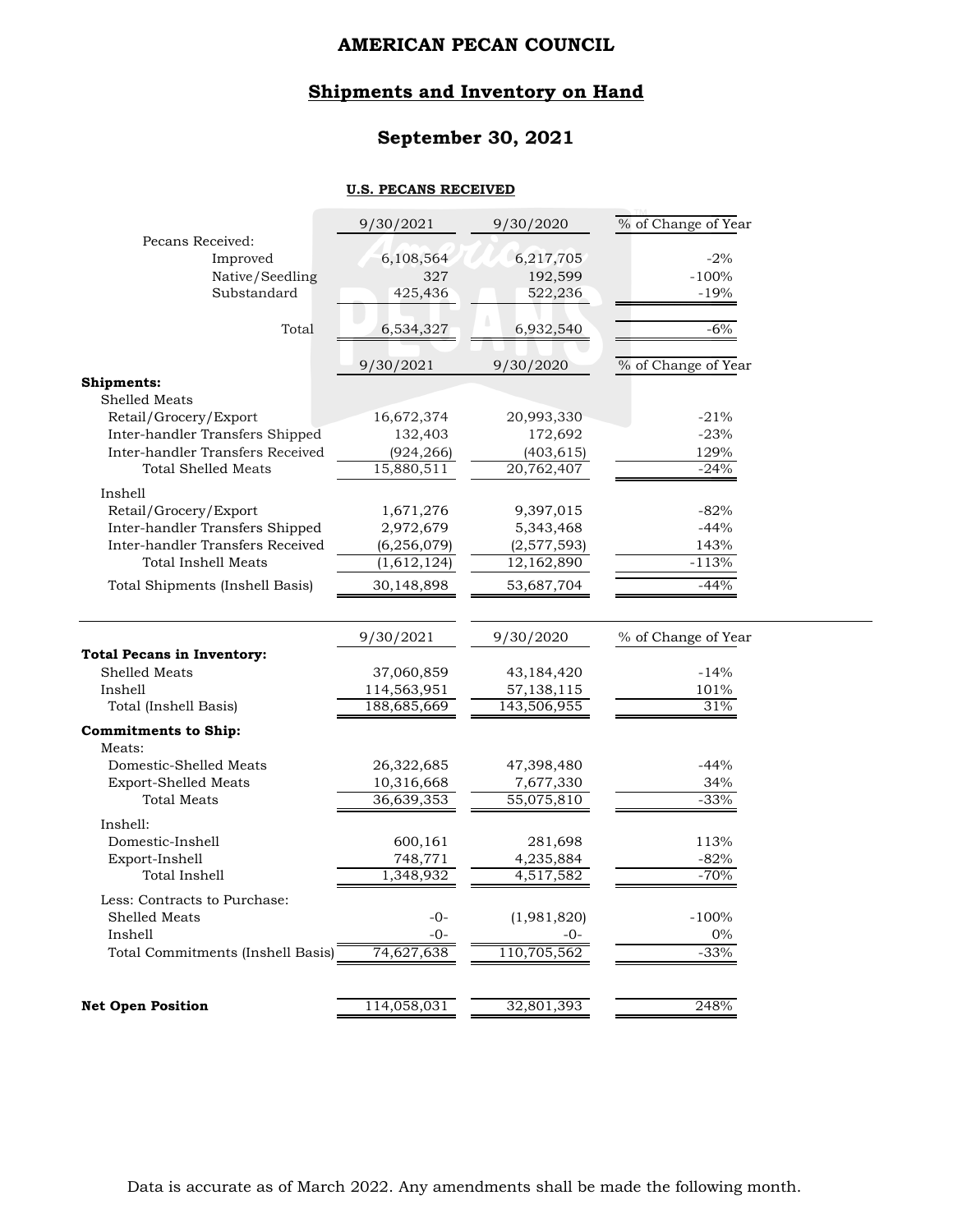# AMERICAN PECAN COUNCIL

## Shipments and Inventory on Hand

### September 30, 2021

**U.S. PECANS RECEIVED**

| | 9/30/2021 | 9/30/2020 | % of Change of Year |
|---|---|---|---|
| Pecans Received: | | | |
| Improved | 6,108,564 | 6,217,705 | -2% |
| Native/Seedling | 327 | 192,599 | -100% |
| Substandard | 425,436 | 522,236 | -19% |
| Total | 6,534,327 | 6,932,540 | -6% |

| | 9/30/2021 | 9/30/2020 | % of Change of Year |
|---|---|---|---|
| **Shipments:** | | | |
| Shelled Meats | | | |
| Retail/Grocery/Export | 16,672,374 | 20,993,330 | -21% |
| Inter-handler Transfers Shipped | 132,403 | 172,692 | -23% |
| Inter-handler Transfers Received | (924,266) | (403,615) | 129% |
| Total Shelled Meats | 15,880,511 | 20,762,407 | -24% |
| Inshell | | | |
| Retail/Grocery/Export | 1,671,276 | 9,397,015 | -82% |
| Inter-handler Transfers Shipped | 2,972,679 | 5,343,468 | -44% |
| Inter-handler Transfers Received | (6,256,079) | (2,577,593) | 143% |
| Total Inshell Meats | (1,612,124) | 12,162,890 | -113% |
| Total Shipments (Inshell Basis) | 30,148,898 | 53,687,704 | -44% |

| | 9/30/2021 | 9/30/2020 | % of Change of Year |
|---|---|---|---|
| **Total Pecans in Inventory:** | | | |
| Shelled Meats | 37,060,859 | 43,184,420 | -14% |
| Inshell | 114,563,951 | 57,138,115 | 101% |
| Total (Inshell Basis) | 188,685,669 | 143,506,955 | 31% |
| **Commitments to Ship:** | | | |
| Meats: | | | |
| Domestic-Shelled Meats | 26,322,685 | 47,398,480 | -44% |
| Export-Shelled Meats | 10,316,668 | 7,677,330 | 34% |
| Total Meats | 36,639,353 | 55,075,810 | -33% |
| Inshell: | | | |
| Domestic-Inshell | 600,161 | 281,698 | 113% |
| Export-Inshell | 748,771 | 4,235,884 | -82% |
| Total Inshell | 1,348,932 | 4,517,582 | -70% |
| Less: Contracts to Purchase: | | | |
| Shelled Meats | -0- | (1,981,820) | -100% |
| Inshell | -0- | -0- | 0% |
| Total Commitments (Inshell Basis) | 74,627,638 | 110,705,562 | -33% |
| **Net Open Position** | 114,058,031 | 32,801,393 | 248% |

Data is accurate as of March 2022. Any amendments shall be made the following month.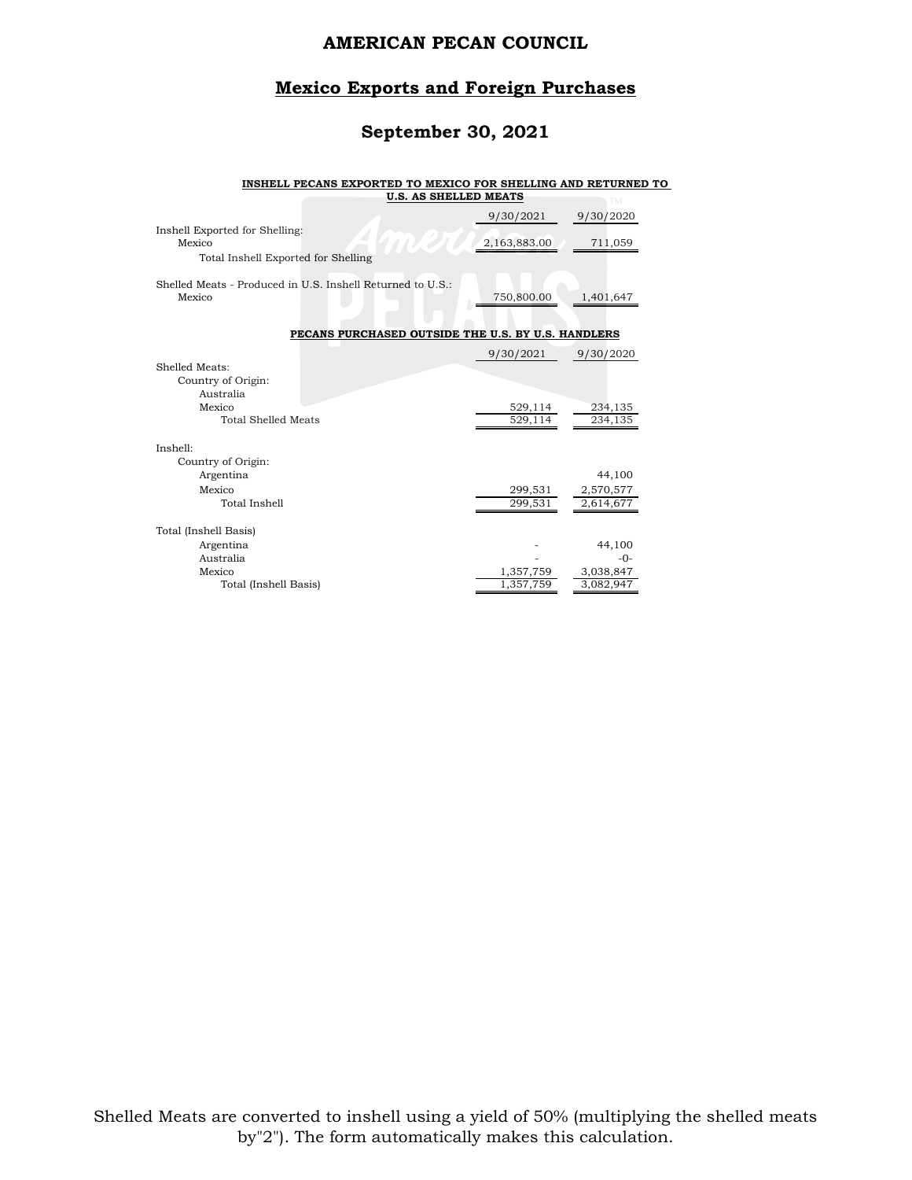# AMERICAN PECAN COUNCIL

## Mexico Exports and Foreign Purchases

### September 30, 2021

**INSHELL PECANS EXPORTED TO MEXICO FOR SHELLING AND RETURNED TO U.S. AS SHELLED MEATS**

| | 9/30/2021 | 9/30/2020 |
|---|---|---|
| Inshell Exported for Shelling: | | |
| Mexico | 2,163,883.00 | 711,059 |
| Total Inshell Exported for Shelling | | |
| | | |
| Shelled Meats - Produced in U.S. Inshell Returned to U.S.: | | |
| Mexico | 750,800.00 | 1,401,647 |

**PECANS PURCHASED OUTSIDE THE U.S. BY U.S. HANDLERS**

| | 9/30/2021 | 9/30/2020 |
|---|---|---|
| Shelled Meats: | | |
| Country of Origin: | | |
| Australia | | |
| Mexico | 529,114 | 234,135 |
| Total Shelled Meats | 529,114 | 234,135 |
| | | |
| Inshell: | | |
| Country of Origin: | | |
| Argentina | | 44,100 |
| Mexico | 299,531 | 2,570,577 |
| Total Inshell | 299,531 | 2,614,677 |
| | | |
| Total (Inshell Basis) | | |
| Argentina | - | 44,100 |
| Australia | - | -0- |
| Mexico | 1,357,759 | 3,038,847 |
| Total (Inshell Basis) | 1,357,759 | 3,082,947 |

Shelled Meats are converted to inshell using a yield of 50% (multiplying the shelled meats by"2"). The form automatically makes this calculation.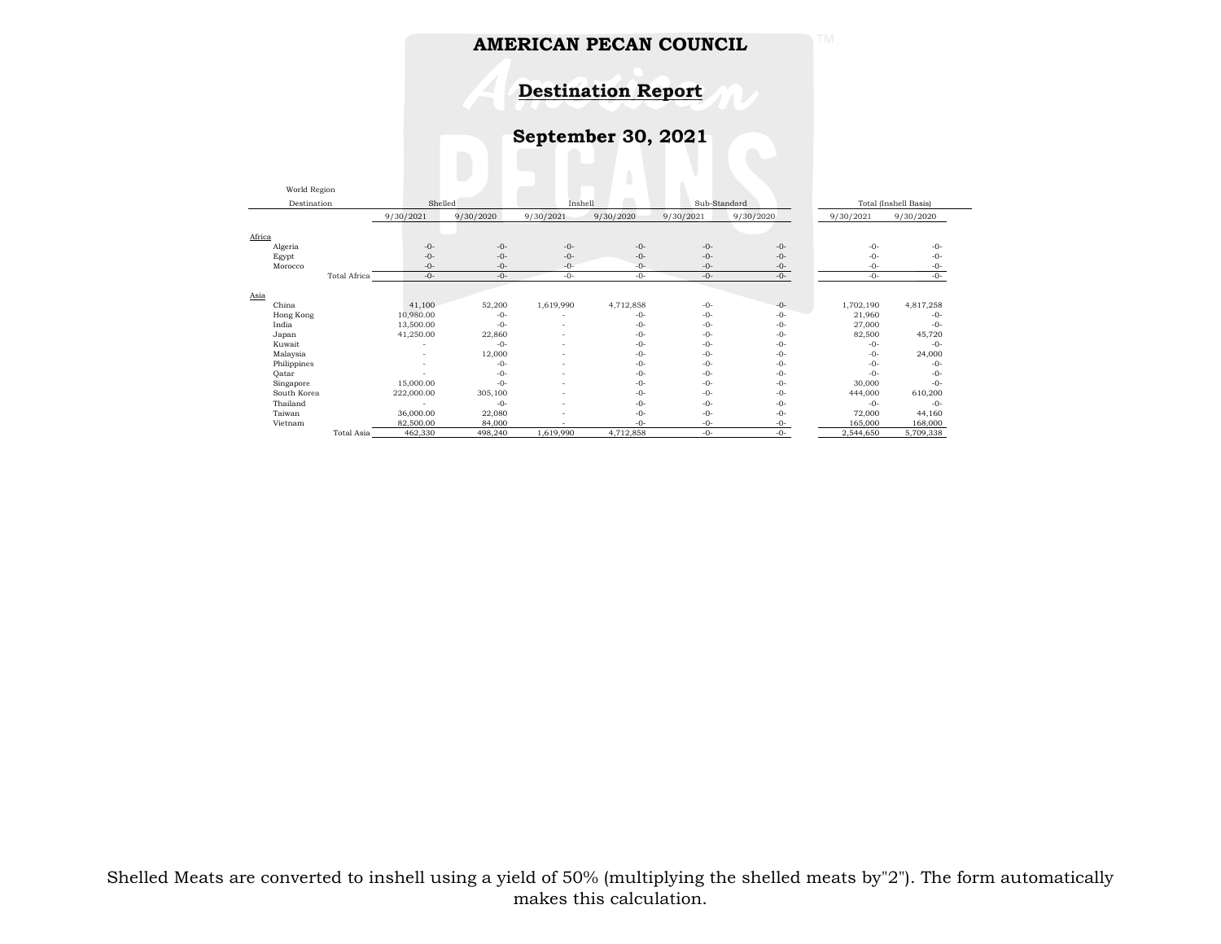# AMERICAN PECAN COUNCIL

## Destination Report

## September 30, 2021

| World Region Destination | Shelled | | Inshell | | Sub-Standard | | Total (Inshell Basis) | |
|---|---|---|---|---|---|---|---|---|
| | 9/30/2021 | 9/30/2020 | 9/30/2021 | 9/30/2020 | 9/30/2021 | 9/30/2020 | 9/30/2021 | 9/30/2020 |
| **Africa** | | | | | | | | |
| Algeria | -0- | -0- | -0- | -0- | -0- | -0- | -0- | -0- |
| Egypt | -0- | -0- | -0- | -0- | -0- | -0- | -0- | -0- |
| Morocco | -0- | -0- | -0- | -0- | -0- | -0- | -0- | -0- |
| Total Africa | -0- | -0- | -0- | -0- | -0- | -0- | -0- | -0- |
| **Asia** | | | | | | | | |
| China | 41,100 | 52,200 | 1,619,990 | 4,712,858 | -0- | -0- | 1,702,190 | 4,817,258 |
| Hong Kong | 10,980.00 | -0- | - | -0- | -0- | -0- | 21,960 | -0- |
| India | 13,500.00 | -0- | - | -0- | -0- | -0- | 27,000 | -0- |
| Japan | 41,250.00 | 22,860 | - | -0- | -0- | -0- | 82,500 | 45,720 |
| Kuwait | - | -0- | - | -0- | -0- | -0- | -0- | -0- |
| Malaysia | - | 12,000 | - | -0- | -0- | -0- | -0- | 24,000 |
| Philippines | - | -0- | - | -0- | -0- | -0- | -0- | -0- |
| Qatar | - | -0- | - | -0- | -0- | -0- | -0- | -0- |
| Singapore | 15,000.00 | -0- | - | -0- | -0- | -0- | 30,000 | -0- |
| South Korea | 222,000.00 | 305,100 | - | -0- | -0- | -0- | 444,000 | 610,200 |
| Thailand | - | -0- | - | -0- | -0- | -0- | -0- | -0- |
| Taiwan | 36,000.00 | 22,080 | - | -0- | -0- | -0- | 72,000 | 44,160 |
| Vietnam | 82,500.00 | 84,000 | - | -0- | -0- | -0- | 165,000 | 168,000 |
| Total Asia | 462,330 | 498,240 | 1,619,990 | 4,712,858 | -0- | -0- | 2,544,650 | 5,709,338 |

Shelled Meats are converted to inshell using a yield of 50% (multiplying the shelled meats by"2"). The form automatically makes this calculation.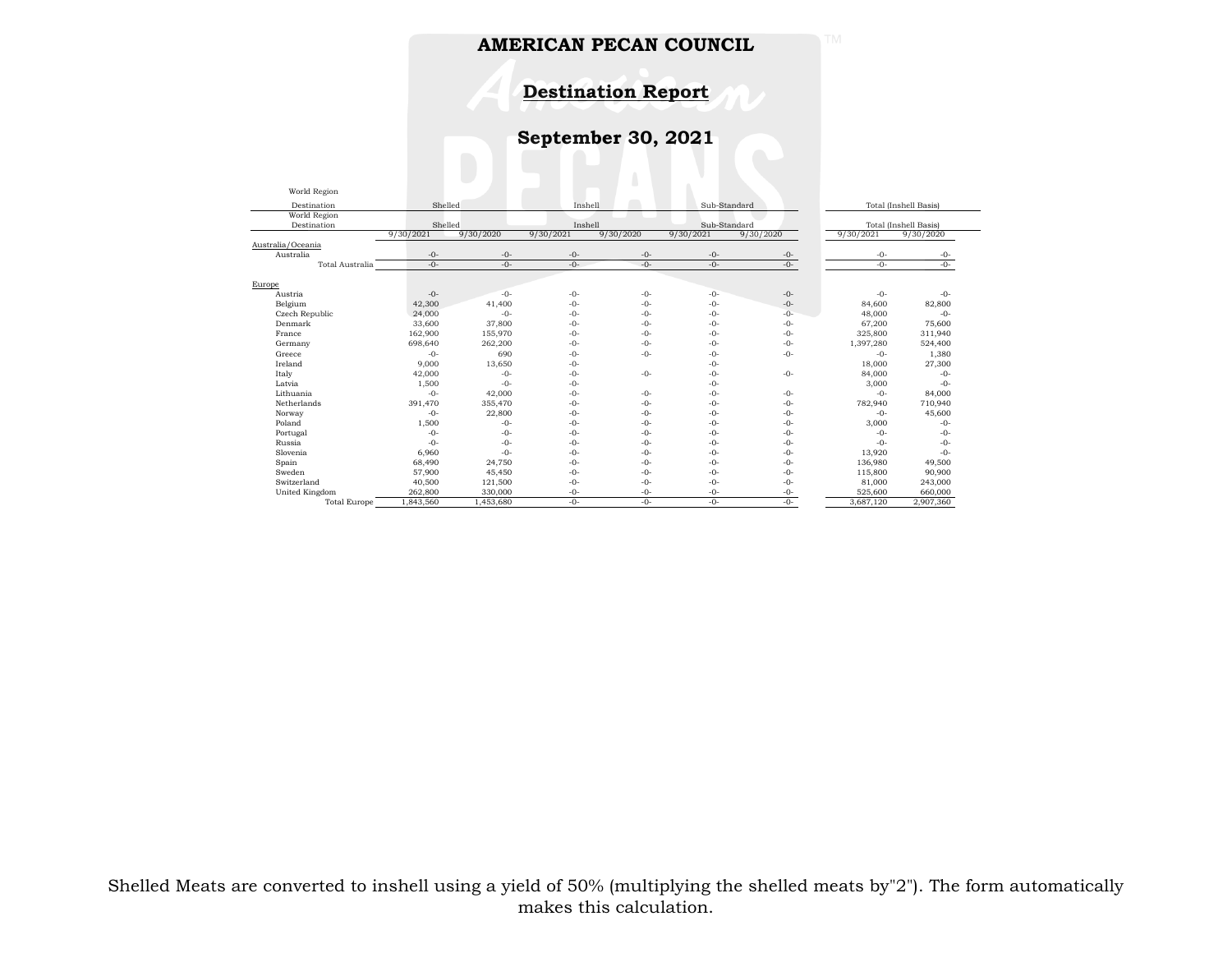# AMERICAN PECAN COUNCIL

## Destination Report

## September 30, 2021

| World Region Destination | Shelled | | Inshell | | Sub-Standard | | Total (Inshell Basis) | |
|---|---|---|---|---|---|---|---|---|
| | 9/30/2021 | 9/30/2020 | 9/30/2021 | 9/30/2020 | 9/30/2021 | 9/30/2020 | 9/30/2021 | 9/30/2020 |
| **Australia/Oceania** | | | | | | | | |
| Australia | -0- | -0- | -0- | -0- | -0- | -0- | -0- | -0- |
| Total Australia | -0- | -0- | -0- | -0- | -0- | -0- | -0- | -0- |
| **Europe** | | | | | | | | |
| Austria | -0- | -0- | -0- | -0- | -0- | -0- | -0- | -0- |
| Belgium | 42,300 | 41,400 | -0- | -0- | -0- | -0- | 84,600 | 82,800 |
| Czech Republic | 24,000 | -0- | -0- | -0- | -0- | -0- | 48,000 | -0- |
| Denmark | 33,600 | 37,800 | -0- | -0- | -0- | -0- | 67,200 | 75,600 |
| France | 162,900 | 155,970 | -0- | -0- | -0- | -0- | 325,800 | 311,940 |
| Germany | 698,640 | 262,200 | -0- | -0- | -0- | -0- | 1,397,280 | 524,400 |
| Greece | -0- | 690 | -0- | -0- | -0- | -0- | -0- | 1,380 |
| Ireland | 9,000 | 13,650 | -0- | | -0- | | 18,000 | 27,300 |
| Italy | 42,000 | -0- | -0- | -0- | -0- | -0- | 84,000 | -0- |
| Latvia | 1,500 | -0- | -0- | | -0- | | 3,000 | -0- |
| Lithuania | -0- | 42,000 | -0- | -0- | -0- | -0- | -0- | 84,000 |
| Netherlands | 391,470 | 355,470 | -0- | -0- | -0- | -0- | 782,940 | 710,940 |
| Norway | -0- | 22,800 | -0- | -0- | -0- | -0- | -0- | 45,600 |
| Poland | 1,500 | -0- | -0- | -0- | -0- | -0- | 3,000 | -0- |
| Portugal | -0- | -0- | -0- | -0- | -0- | -0- | -0- | -0- |
| Russia | -0- | -0- | -0- | -0- | -0- | -0- | -0- | -0- |
| Slovenia | 6,960 | -0- | -0- | -0- | -0- | -0- | 13,920 | -0- |
| Spain | 68,490 | 24,750 | -0- | -0- | -0- | -0- | 136,980 | 49,500 |
| Sweden | 57,900 | 45,450 | -0- | -0- | -0- | -0- | 115,800 | 90,900 |
| Switzerland | 40,500 | 121,500 | -0- | -0- | -0- | -0- | 81,000 | 243,000 |
| United Kingdom | 262,800 | 330,000 | -0- | -0- | -0- | -0- | 525,600 | 660,000 |
| Total Europe | 1,843,560 | 1,453,680 | -0- | -0- | -0- | -0- | 3,687,120 | 2,907,360 |

Shelled Meats are converted to inshell using a yield of 50% (multiplying the shelled meats by"2"). The form automatically makes this calculation.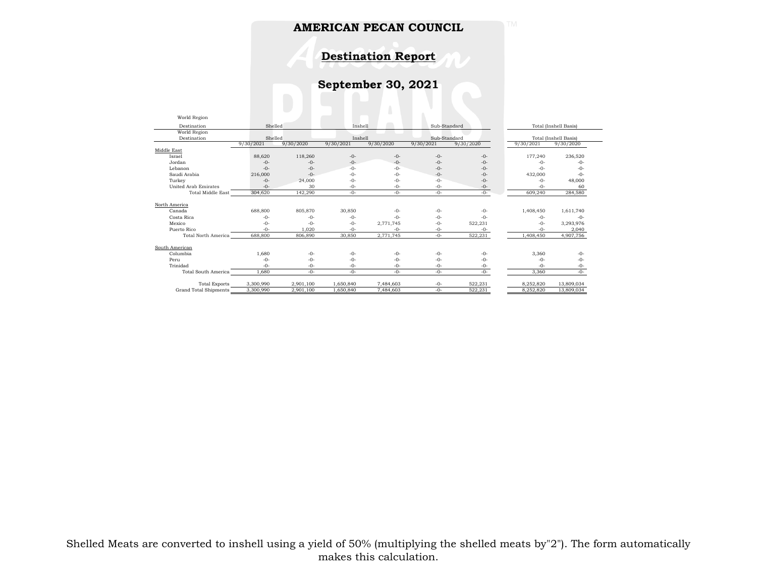# AMERICAN PECAN COUNCIL

## Destination Report

## September 30, 2021

| World Region Destination | Shelled | | Inshell | | Sub-Standard | | Total (Inshell Basis) | |
|---|---|---|---|---|---|---|---|---|
| | 9/30/2021 | 9/30/2020 | 9/30/2021 | 9/30/2020 | 9/30/2021 | 9/30/2020 | 9/30/2021 | 9/30/2020 |
| **Middle East** | | | | | | | | |
| Israel | 88,620 | 118,260 | -0- | -0- | -0- | -0- | 177,240 | 236,520 |
| Jordan | -0- | -0- | -0- | -0- | -0- | -0- | -0- | -0- |
| Lebanon | -0- | -0- | -0- | -0- | -0- | -0- | -0- | -0- |
| Saudi Arabia | 216,000 | -0- | -0- | -0- | -0- | -0- | 432,000 | -0- |
| Turkey | -0- | 24,000 | -0- | -0- | -0- | -0- | -0- | 48,000 |
| United Arab Emirates | -0- | 30 | -0- | -0- | -0- | -0- | -0- | 60 |
| Total Middle East | 304,620 | 142,290 | -0- | -0- | -0- | -0- | 609,240 | 284,580 |
| **North America** | | | | | | | | |
| Canada | 688,800 | 805,870 | 30,850 | -0- | -0- | -0- | 1,408,450 | 1,611,740 |
| Costa Rica | -0- | -0- | -0- | -0- | -0- | -0- | -0- | -0- |
| Mexico | -0- | -0- | -0- | 2,771,745 | -0- | 522,231 | -0- | 3,293,976 |
| Puerto Rico | -0- | 1,020 | -0- | -0- | -0- | -0- | -0- | 2,040 |
| Total North America | 688,800 | 806,890 | 30,850 | 2,771,745 | -0- | 522,231 | 1,408,450 | 4,907,756 |
| **South American** | | | | | | | | |
| Columbia | 1,680 | -0- | -0- | -0- | -0- | -0- | 3,360 | -0- |
| Peru | -0- | -0- | -0- | -0- | -0- | -0- | -0- | -0- |
| Trinidad | -0- | -0- | -0- | -0- | -0- | -0- | -0- | -0- |
| Total South America | 1,680 | -0- | -0- | -0- | -0- | -0- | 3,360 | -0- |
| Total Exports | 3,300,990 | 2,901,100 | 1,650,840 | 7,484,603 | -0- | 522,231 | 8,252,820 | 13,809,034 |
| Grand Total Shipments | 3,300,990 | 2,901,100 | 1,650,840 | 7,484,603 | -0- | 522,231 | 8,252,820 | 13,809,034 |

Shelled Meats are converted to inshell using a yield of 50% (multiplying the shelled meats by"2"). The form automatically makes this calculation.